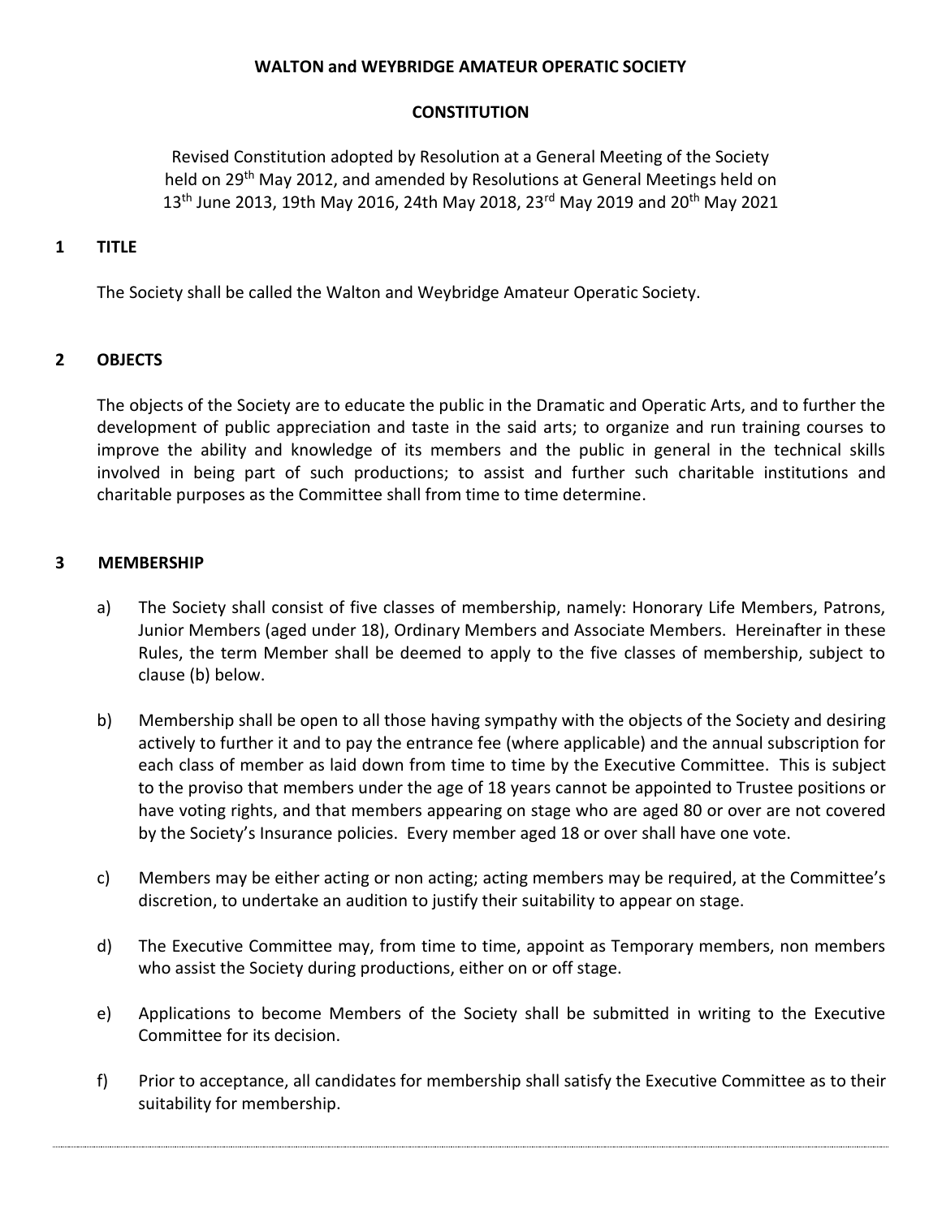# WALTON and WEYBRIDGE AMATEUR OPERATIC SOCIETY

## CONSTITUTION

Revised Constitution adopted by Resolution at a General Meeting of the Society held on 29th May 2012, and amended by Resolutions at General Meetings held on 13th June 2013, 19th May 2016, 24th May 2018, 23rd May 2019 and 20th May 2021

## 1 TITLE

The Society shall be called the Walton and Weybridge Amateur Operatic Society.

## 2 OBJECTS

The objects of the Society are to educate the public in the Dramatic and Operatic Arts, and to further the development of public appreciation and taste in the said arts; to organize and run training courses to improve the ability and knowledge of its members and the public in general in the technical skills involved in being part of such productions; to assist and further such charitable institutions and charitable purposes as the Committee shall from time to time determine.

## 3 MEMBERSHIP

a) The Society shall consist of five classes of membership, namely: Honorary Life Members, Patrons, Junior Members (aged under 18), Ordinary Members and Associate Members. Hereinafter in these Rules, the term Member shall be deemed to apply to the five classes of membership, subject to clause (b) below.

b) Membership shall be open to all those having sympathy with the objects of the Society and desiring actively to further it and to pay the entrance fee (where applicable) and the annual subscription for each class of member as laid down from time to time by the Executive Committee. This is subject to the proviso that members under the age of 18 years cannot be appointed to Trustee positions or have voting rights, and that members appearing on stage who are aged 80 or over are not covered by the Society's Insurance policies. Every member aged 18 or over shall have one vote.

c) Members may be either acting or non acting; acting members may be required, at the Committee's discretion, to undertake an audition to justify their suitability to appear on stage.

d) The Executive Committee may, from time to time, appoint as Temporary members, non members who assist the Society during productions, either on or off stage.

e) Applications to become Members of the Society shall be submitted in writing to the Executive Committee for its decision.

f) Prior to acceptance, all candidates for membership shall satisfy the Executive Committee as to their suitability for membership.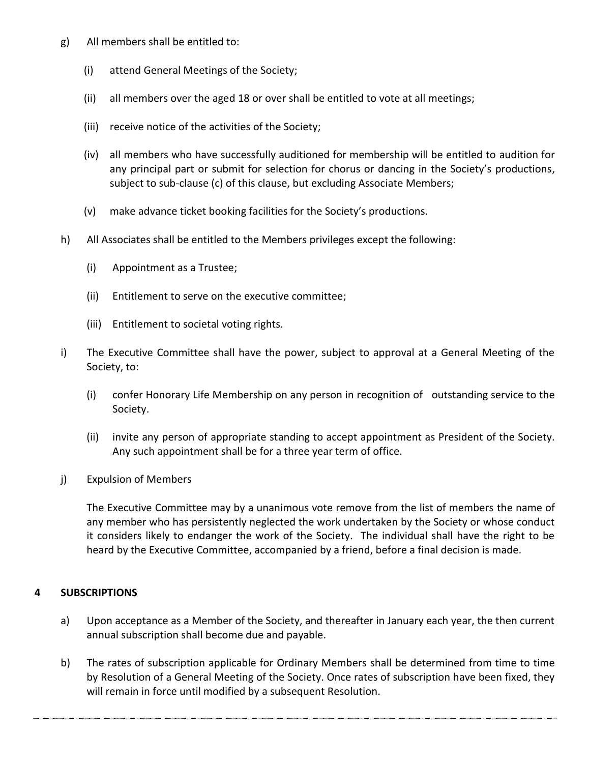g) All members shall be entitled to:

  (i) attend General Meetings of the Society;

  (ii) all members over the aged 18 or over shall be entitled to vote at all meetings;

  (iii) receive notice of the activities of the Society;

  (iv) all members who have successfully auditioned for membership will be entitled to audition for any principal part or submit for selection for chorus or dancing in the Society's productions, subject to sub-clause (c) of this clause, but excluding Associate Members;

  (v) make advance ticket booking facilities for the Society's productions.

h) All Associates shall be entitled to the Members privileges except the following:

  (i) Appointment as a Trustee;

  (ii) Entitlement to serve on the executive committee;

  (iii) Entitlement to societal voting rights.

i) The Executive Committee shall have the power, subject to approval at a General Meeting of the Society, to:

  (i) confer Honorary Life Membership on any person in recognition of outstanding service to the Society.

  (ii) invite any person of appropriate standing to accept appointment as President of the Society. Any such appointment shall be for a three year term of office.

j) Expulsion of Members

The Executive Committee may by a unanimous vote remove from the list of members the name of any member who has persistently neglected the work undertaken by the Society or whose conduct it considers likely to endanger the work of the Society. The individual shall have the right to be heard by the Executive Committee, accompanied by a friend, before a final decision is made.

## 4 SUBSCRIPTIONS

a) Upon acceptance as a Member of the Society, and thereafter in January each year, the then current annual subscription shall become due and payable.

b) The rates of subscription applicable for Ordinary Members shall be determined from time to time by Resolution of a General Meeting of the Society. Once rates of subscription have been fixed, they will remain in force until modified by a subsequent Resolution.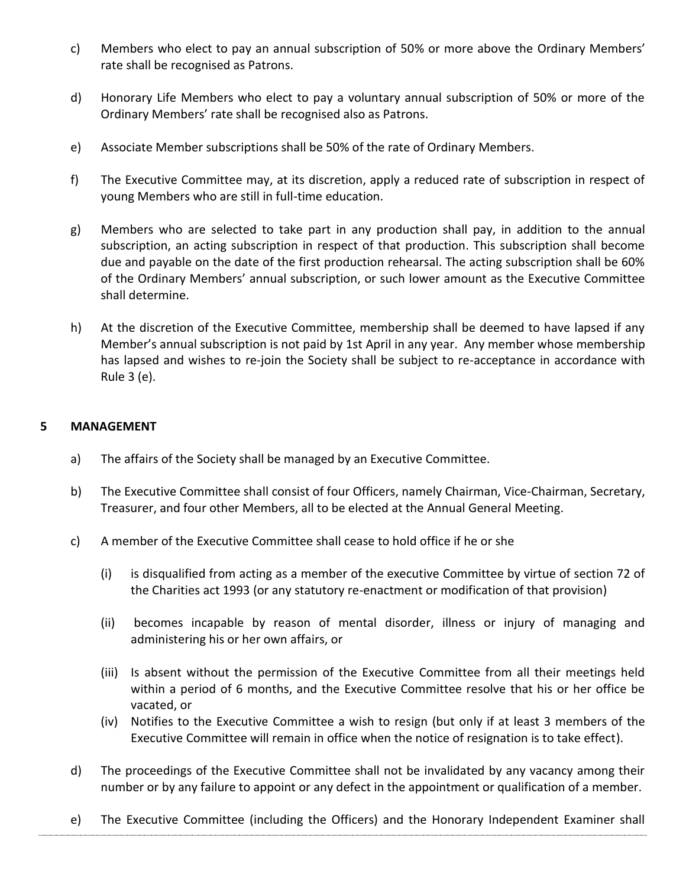c) Members who elect to pay an annual subscription of 50% or more above the Ordinary Members' rate shall be recognised as Patrons.

d) Honorary Life Members who elect to pay a voluntary annual subscription of 50% or more of the Ordinary Members' rate shall be recognised also as Patrons.

e) Associate Member subscriptions shall be 50% of the rate of Ordinary Members.

f) The Executive Committee may, at its discretion, apply a reduced rate of subscription in respect of young Members who are still in full-time education.

g) Members who are selected to take part in any production shall pay, in addition to the annual subscription, an acting subscription in respect of that production. This subscription shall become due and payable on the date of the first production rehearsal. The acting subscription shall be 60% of the Ordinary Members' annual subscription, or such lower amount as the Executive Committee shall determine.

h) At the discretion of the Executive Committee, membership shall be deemed to have lapsed if any Member's annual subscription is not paid by 1st April in any year. Any member whose membership has lapsed and wishes to re-join the Society shall be subject to re-acceptance in accordance with Rule 3 (e).

## 5 MANAGEMENT

a) The affairs of the Society shall be managed by an Executive Committee.

b) The Executive Committee shall consist of four Officers, namely Chairman, Vice-Chairman, Secretary, Treasurer, and four other Members, all to be elected at the Annual General Meeting.

c) A member of the Executive Committee shall cease to hold office if he or she

   (i) is disqualified from acting as a member of the executive Committee by virtue of section 72 of the Charities act 1993 (or any statutory re-enactment or modification of that provision)

   (ii) becomes incapable by reason of mental disorder, illness or injury of managing and administering his or her own affairs, or

   (iii) Is absent without the permission of the Executive Committee from all their meetings held within a period of 6 months, and the Executive Committee resolve that his or her office be vacated, or

   (iv) Notifies to the Executive Committee a wish to resign (but only if at least 3 members of the Executive Committee will remain in office when the notice of resignation is to take effect).

d) The proceedings of the Executive Committee shall not be invalidated by any vacancy among their number or by any failure to appoint or any defect in the appointment or qualification of a member.

e) The Executive Committee (including the Officers) and the Honorary Independent Examiner shall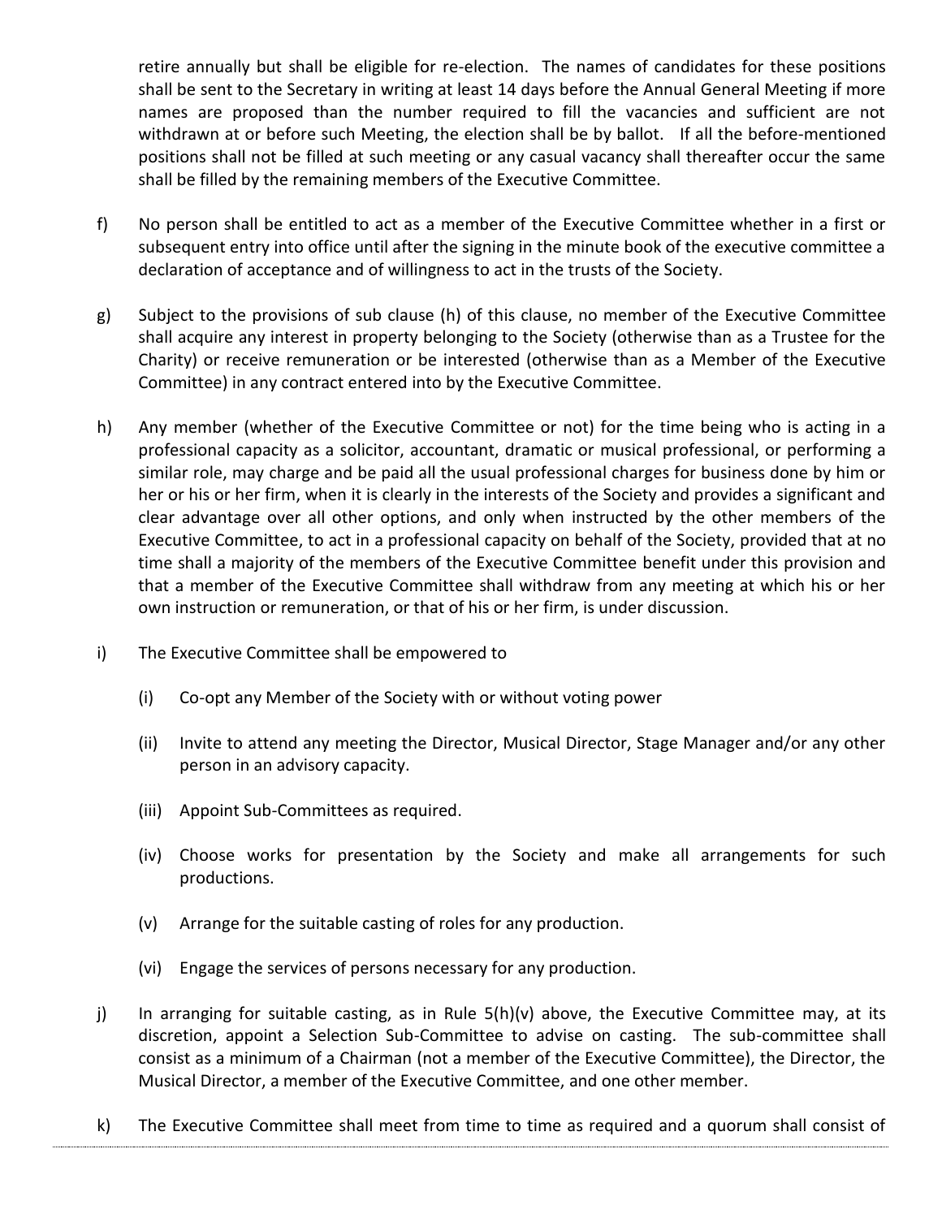retire annually but shall be eligible for re-election. The names of candidates for these positions shall be sent to the Secretary in writing at least 14 days before the Annual General Meeting if more names are proposed than the number required to fill the vacancies and sufficient are not withdrawn at or before such Meeting, the election shall be by ballot. If all the before-mentioned positions shall not be filled at such meeting or any casual vacancy shall thereafter occur the same shall be filled by the remaining members of the Executive Committee.

f) No person shall be entitled to act as a member of the Executive Committee whether in a first or subsequent entry into office until after the signing in the minute book of the executive committee a declaration of acceptance and of willingness to act in the trusts of the Society.

g) Subject to the provisions of sub clause (h) of this clause, no member of the Executive Committee shall acquire any interest in property belonging to the Society (otherwise than as a Trustee for the Charity) or receive remuneration or be interested (otherwise than as a Member of the Executive Committee) in any contract entered into by the Executive Committee.

h) Any member (whether of the Executive Committee or not) for the time being who is acting in a professional capacity as a solicitor, accountant, dramatic or musical professional, or performing a similar role, may charge and be paid all the usual professional charges for business done by him or her or his or her firm, when it is clearly in the interests of the Society and provides a significant and clear advantage over all other options, and only when instructed by the other members of the Executive Committee, to act in a professional capacity on behalf of the Society, provided that at no time shall a majority of the members of the Executive Committee benefit under this provision and that a member of the Executive Committee shall withdraw from any meeting at which his or her own instruction or remuneration, or that of his or her firm, is under discussion.

i) The Executive Committee shall be empowered to

   (i) Co-opt any Member of the Society with or without voting power

   (ii) Invite to attend any meeting the Director, Musical Director, Stage Manager and/or any other person in an advisory capacity.

   (iii) Appoint Sub-Committees as required.

   (iv) Choose works for presentation by the Society and make all arrangements for such productions.

   (v) Arrange for the suitable casting of roles for any production.

   (vi) Engage the services of persons necessary for any production.

j) In arranging for suitable casting, as in Rule 5(h)(v) above, the Executive Committee may, at its discretion, appoint a Selection Sub-Committee to advise on casting. The sub-committee shall consist as a minimum of a Chairman (not a member of the Executive Committee), the Director, the Musical Director, a member of the Executive Committee, and one other member.

k) The Executive Committee shall meet from time to time as required and a quorum shall consist of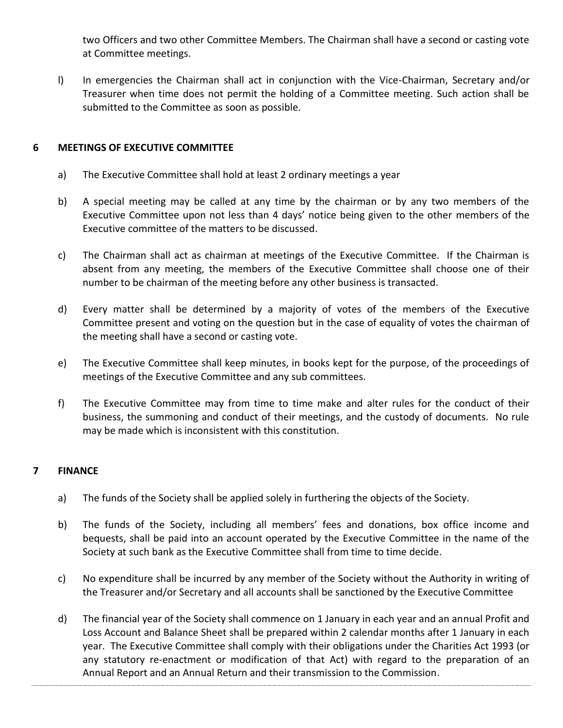two Officers and two other Committee Members. The Chairman shall have a second or casting vote at Committee meetings.

l) In emergencies the Chairman shall act in conjunction with the Vice-Chairman, Secretary and/or Treasurer when time does not permit the holding of a Committee meeting. Such action shall be submitted to the Committee as soon as possible.

## 6 MEETINGS OF EXECUTIVE COMMITTEE

a) The Executive Committee shall hold at least 2 ordinary meetings a year

b) A special meeting may be called at any time by the chairman or by any two members of the Executive Committee upon not less than 4 days' notice being given to the other members of the Executive committee of the matters to be discussed.

c) The Chairman shall act as chairman at meetings of the Executive Committee. If the Chairman is absent from any meeting, the members of the Executive Committee shall choose one of their number to be chairman of the meeting before any other business is transacted.

d) Every matter shall be determined by a majority of votes of the members of the Executive Committee present and voting on the question but in the case of equality of votes the chairman of the meeting shall have a second or casting vote.

e) The Executive Committee shall keep minutes, in books kept for the purpose, of the proceedings of meetings of the Executive Committee and any sub committees.

f) The Executive Committee may from time to time make and alter rules for the conduct of their business, the summoning and conduct of their meetings, and the custody of documents. No rule may be made which is inconsistent with this constitution.

## 7 FINANCE

a) The funds of the Society shall be applied solely in furthering the objects of the Society.

b) The funds of the Society, including all members' fees and donations, box office income and bequests, shall be paid into an account operated by the Executive Committee in the name of the Society at such bank as the Executive Committee shall from time to time decide.

c) No expenditure shall be incurred by any member of the Society without the Authority in writing of the Treasurer and/or Secretary and all accounts shall be sanctioned by the Executive Committee

d) The financial year of the Society shall commence on 1 January in each year and an annual Profit and Loss Account and Balance Sheet shall be prepared within 2 calendar months after 1 January in each year. The Executive Committee shall comply with their obligations under the Charities Act 1993 (or any statutory re-enactment or modification of that Act) with regard to the preparation of an Annual Report and an Annual Return and their transmission to the Commission.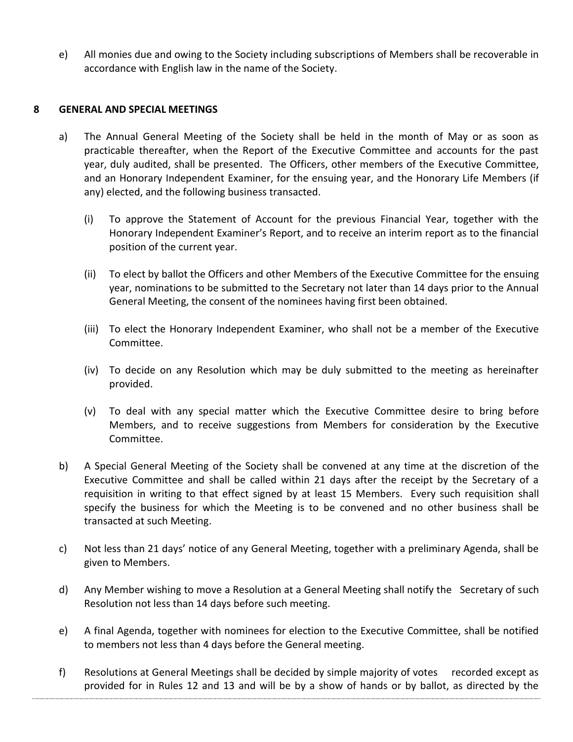e) All monies due and owing to the Society including subscriptions of Members shall be recoverable in accordance with English law in the name of the Society.

## 8 GENERAL AND SPECIAL MEETINGS

a) The Annual General Meeting of the Society shall be held in the month of May or as soon as practicable thereafter, when the Report of the Executive Committee and accounts for the past year, duly audited, shall be presented. The Officers, other members of the Executive Committee, and an Honorary Independent Examiner, for the ensuing year, and the Honorary Life Members (if any) elected, and the following business transacted.

   (i) To approve the Statement of Account for the previous Financial Year, together with the Honorary Independent Examiner's Report, and to receive an interim report as to the financial position of the current year.

   (ii) To elect by ballot the Officers and other Members of the Executive Committee for the ensuing year, nominations to be submitted to the Secretary not later than 14 days prior to the Annual General Meeting, the consent of the nominees having first been obtained.

   (iii) To elect the Honorary Independent Examiner, who shall not be a member of the Executive Committee.

   (iv) To decide on any Resolution which may be duly submitted to the meeting as hereinafter provided.

   (v) To deal with any special matter which the Executive Committee desire to bring before Members, and to receive suggestions from Members for consideration by the Executive Committee.

b) A Special General Meeting of the Society shall be convened at any time at the discretion of the Executive Committee and shall be called within 21 days after the receipt by the Secretary of a requisition in writing to that effect signed by at least 15 Members. Every such requisition shall specify the business for which the Meeting is to be convened and no other business shall be transacted at such Meeting.

c) Not less than 21 days' notice of any General Meeting, together with a preliminary Agenda, shall be given to Members.

d) Any Member wishing to move a Resolution at a General Meeting shall notify the Secretary of such Resolution not less than 14 days before such meeting.

e) A final Agenda, together with nominees for election to the Executive Committee, shall be notified to members not less than 4 days before the General meeting.

f) Resolutions at General Meetings shall be decided by simple majority of votes recorded except as provided for in Rules 12 and 13 and will be by a show of hands or by ballot, as directed by the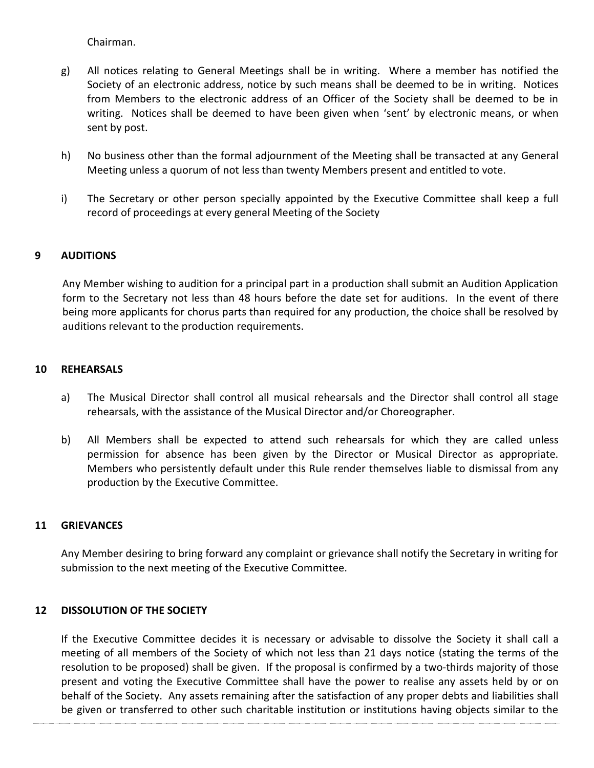Chairman.

g) All notices relating to General Meetings shall be in writing. Where a member has notified the Society of an electronic address, notice by such means shall be deemed to be in writing. Notices from Members to the electronic address of an Officer of the Society shall be deemed to be in writing. Notices shall be deemed to have been given when 'sent' by electronic means, or when sent by post.

h) No business other than the formal adjournment of the Meeting shall be transacted at any General Meeting unless a quorum of not less than twenty Members present and entitled to vote.

i) The Secretary or other person specially appointed by the Executive Committee shall keep a full record of proceedings at every general Meeting of the Society

## 9 AUDITIONS

Any Member wishing to audition for a principal part in a production shall submit an Audition Application form to the Secretary not less than 48 hours before the date set for auditions. In the event of there being more applicants for chorus parts than required for any production, the choice shall be resolved by auditions relevant to the production requirements.

## 10 REHEARSALS

a) The Musical Director shall control all musical rehearsals and the Director shall control all stage rehearsals, with the assistance of the Musical Director and/or Choreographer.

b) All Members shall be expected to attend such rehearsals for which they are called unless permission for absence has been given by the Director or Musical Director as appropriate. Members who persistently default under this Rule render themselves liable to dismissal from any production by the Executive Committee.

## 11 GRIEVANCES

Any Member desiring to bring forward any complaint or grievance shall notify the Secretary in writing for submission to the next meeting of the Executive Committee.

## 12 DISSOLUTION OF THE SOCIETY

If the Executive Committee decides it is necessary or advisable to dissolve the Society it shall call a meeting of all members of the Society of which not less than 21 days notice (stating the terms of the resolution to be proposed) shall be given. If the proposal is confirmed by a two-thirds majority of those present and voting the Executive Committee shall have the power to realise any assets held by or on behalf of the Society. Any assets remaining after the satisfaction of any proper debts and liabilities shall be given or transferred to other such charitable institution or institutions having objects similar to the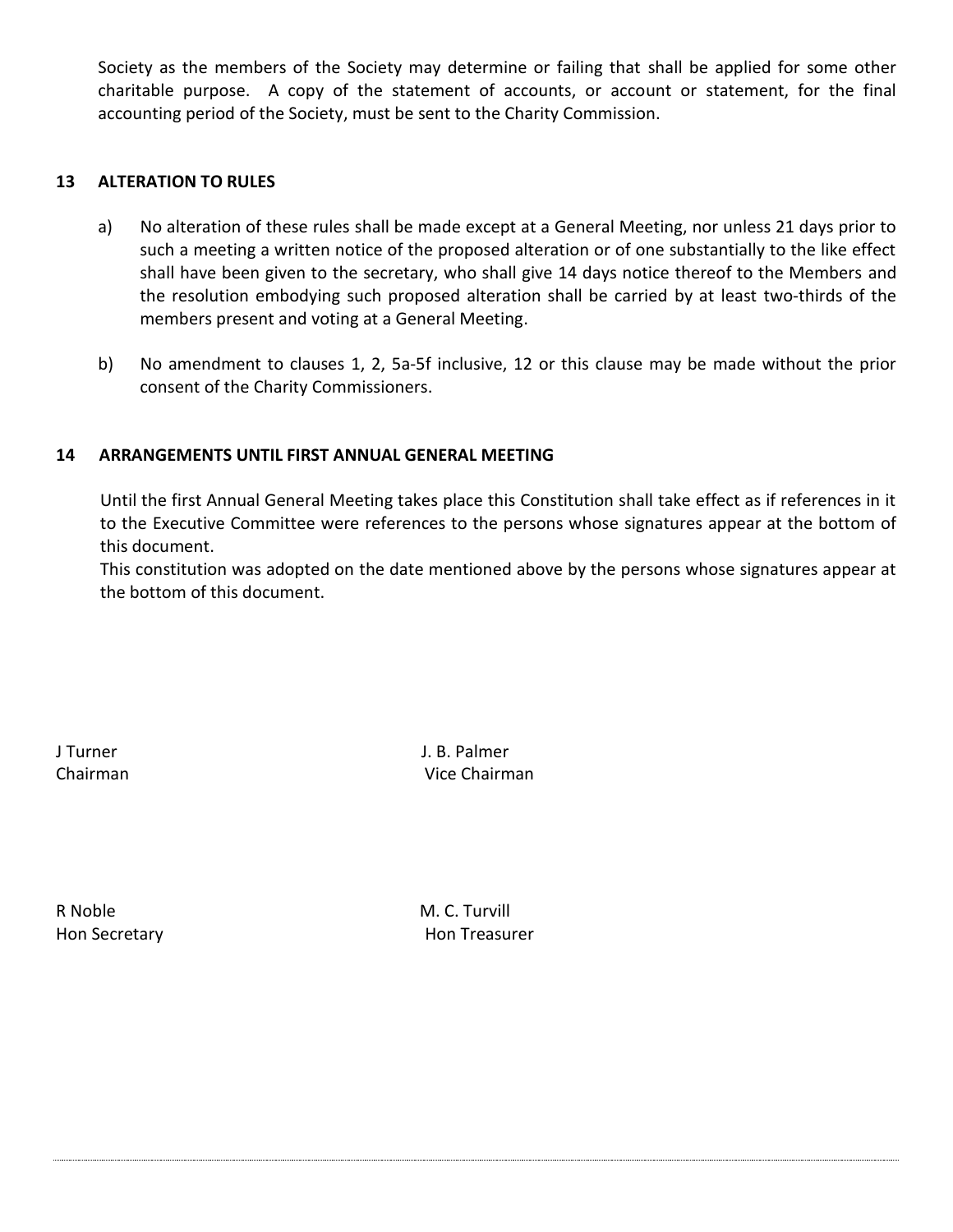Society as the members of the Society may determine or failing that shall be applied for some other charitable purpose. A copy of the statement of accounts, or account or statement, for the final accounting period of the Society, must be sent to the Charity Commission.

## 13 ALTERATION TO RULES

a) No alteration of these rules shall be made except at a General Meeting, nor unless 21 days prior to such a meeting a written notice of the proposed alteration or of one substantially to the like effect shall have been given to the secretary, who shall give 14 days notice thereof to the Members and the resolution embodying such proposed alteration shall be carried by at least two-thirds of the members present and voting at a General Meeting.

b) No amendment to clauses 1, 2, 5a-5f inclusive, 12 or this clause may be made without the prior consent of the Charity Commissioners.

## 14 ARRANGEMENTS UNTIL FIRST ANNUAL GENERAL MEETING

Until the first Annual General Meeting takes place this Constitution shall take effect as if references in it to the Executive Committee were references to the persons whose signatures appear at the bottom of this document.
This constitution was adopted on the date mentioned above by the persons whose signatures appear at the bottom of this document.

J Turner
Chairman

J. B. Palmer
Vice Chairman

R Noble
Hon Secretary

M. C. Turvill
Hon Treasurer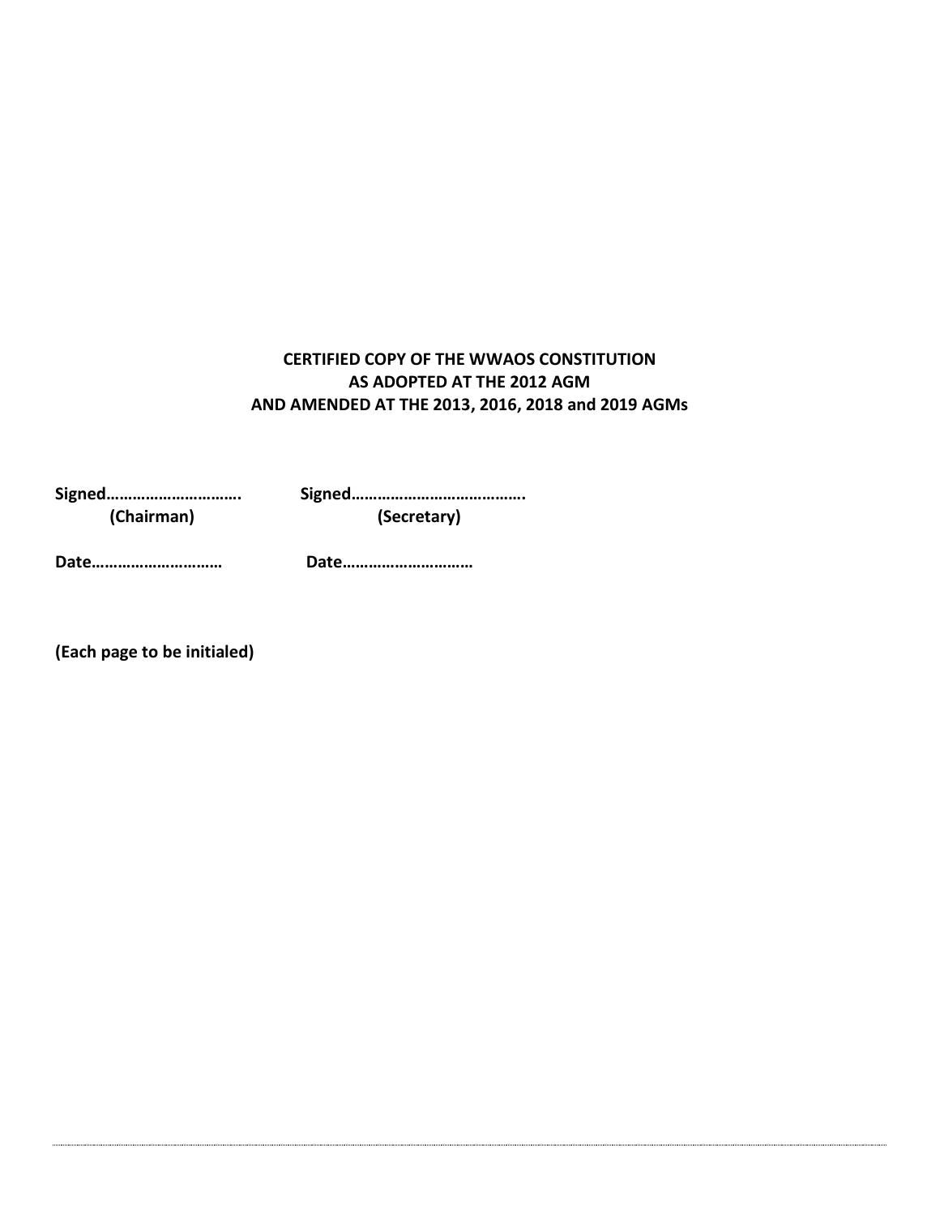**CERTIFIED COPY OF THE WWAOS CONSTITUTION**
**AS ADOPTED AT THE 2012 AGM**
**AND AMENDED AT THE 2013, 2016, 2018 and 2019 AGMs**

**Signed…………………………. Signed………………………………….**
**(Chairman) (Secretary)**

**Date………………………… Date…………………………**

**(Each page to be initialed)**